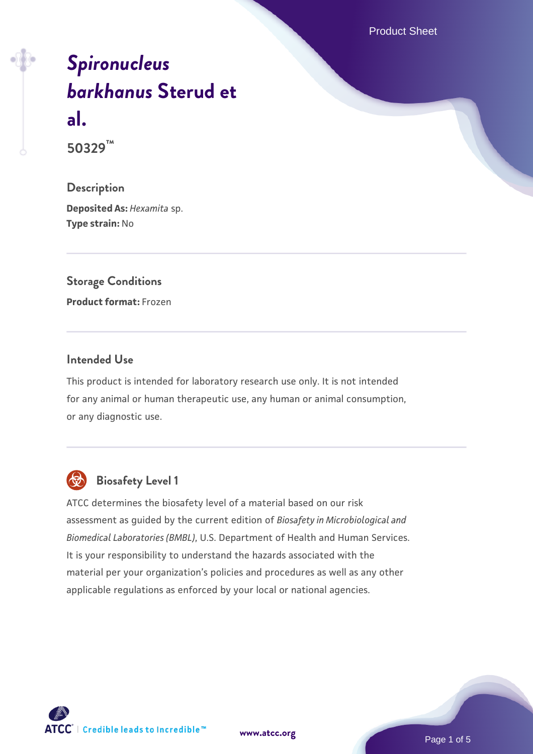# *Spironucleus barkhanus* Sterud et al.

**50329™**

## Description

**Deposited As:** *Hexamita* sp.
**Type strain:** No

## Storage Conditions

**Product format:** Frozen

## Intended Use

This product is intended for laboratory research use only. It is not intended for any animal or human therapeutic use, any human or animal consumption, or any diagnostic use.

## Biosafety Level 1

ATCC determines the biosafety level of a material based on our risk assessment as guided by the current edition of *Biosafety in Microbiological and Biomedical Laboratories (BMBL)*, U.S. Department of Health and Human Services. It is your responsibility to understand the hazards associated with the material per your organization's policies and procedures as well as any other applicable regulations as enforced by your local or national agencies.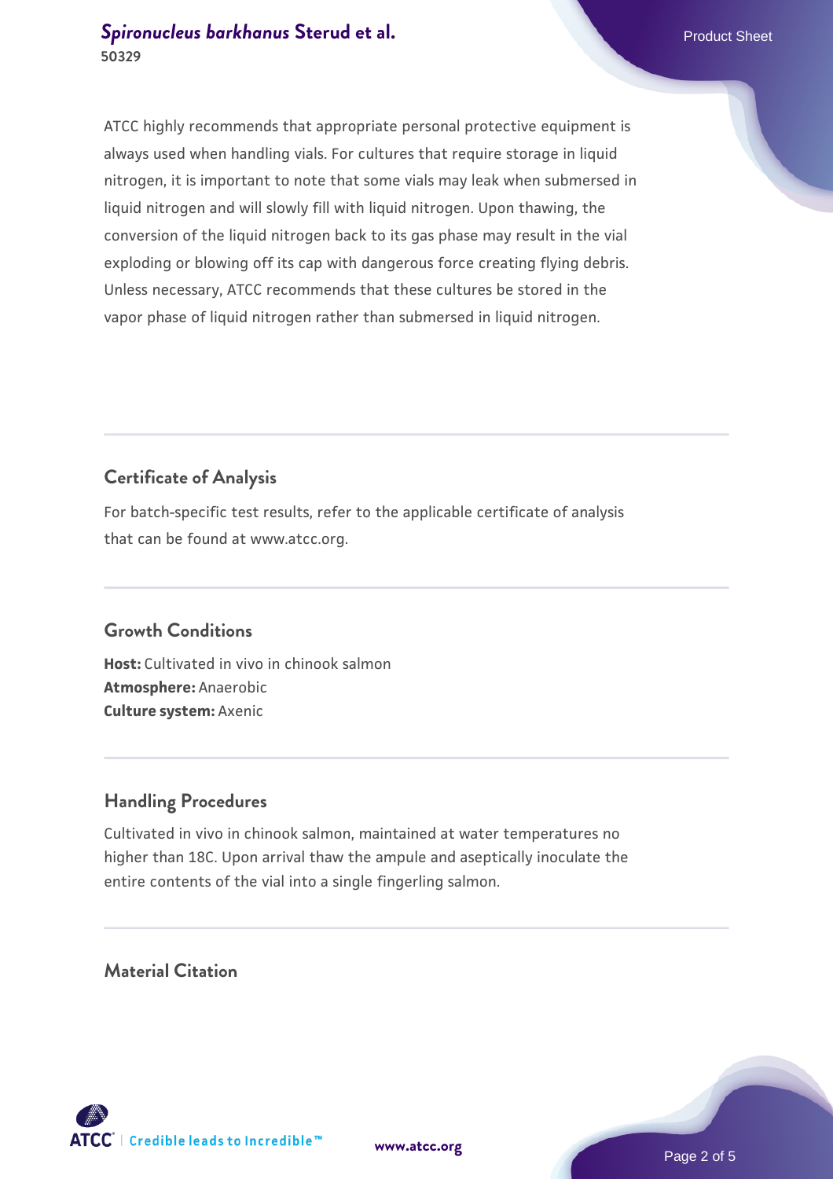ATCC highly recommends that appropriate personal protective equipment is always used when handling vials. For cultures that require storage in liquid nitrogen, it is important to note that some vials may leak when submersed in liquid nitrogen and will slowly fill with liquid nitrogen. Upon thawing, the conversion of the liquid nitrogen back to its gas phase may result in the vial exploding or blowing off its cap with dangerous force creating flying debris. Unless necessary, ATCC recommends that these cultures be stored in the vapor phase of liquid nitrogen rather than submersed in liquid nitrogen.

## Certificate of Analysis

For batch-specific test results, refer to the applicable certificate of analysis that can be found at www.atcc.org.

## Growth Conditions

**Host:** Cultivated in vivo in chinook salmon
**Atmosphere:** Anaerobic
**Culture system:** Axenic

## Handling Procedures

Cultivated in vivo in chinook salmon, maintained at water temperatures no higher than 18C. Upon arrival thaw the ampule and aseptically inoculate the entire contents of the vial into a single fingerling salmon.

## Material Citation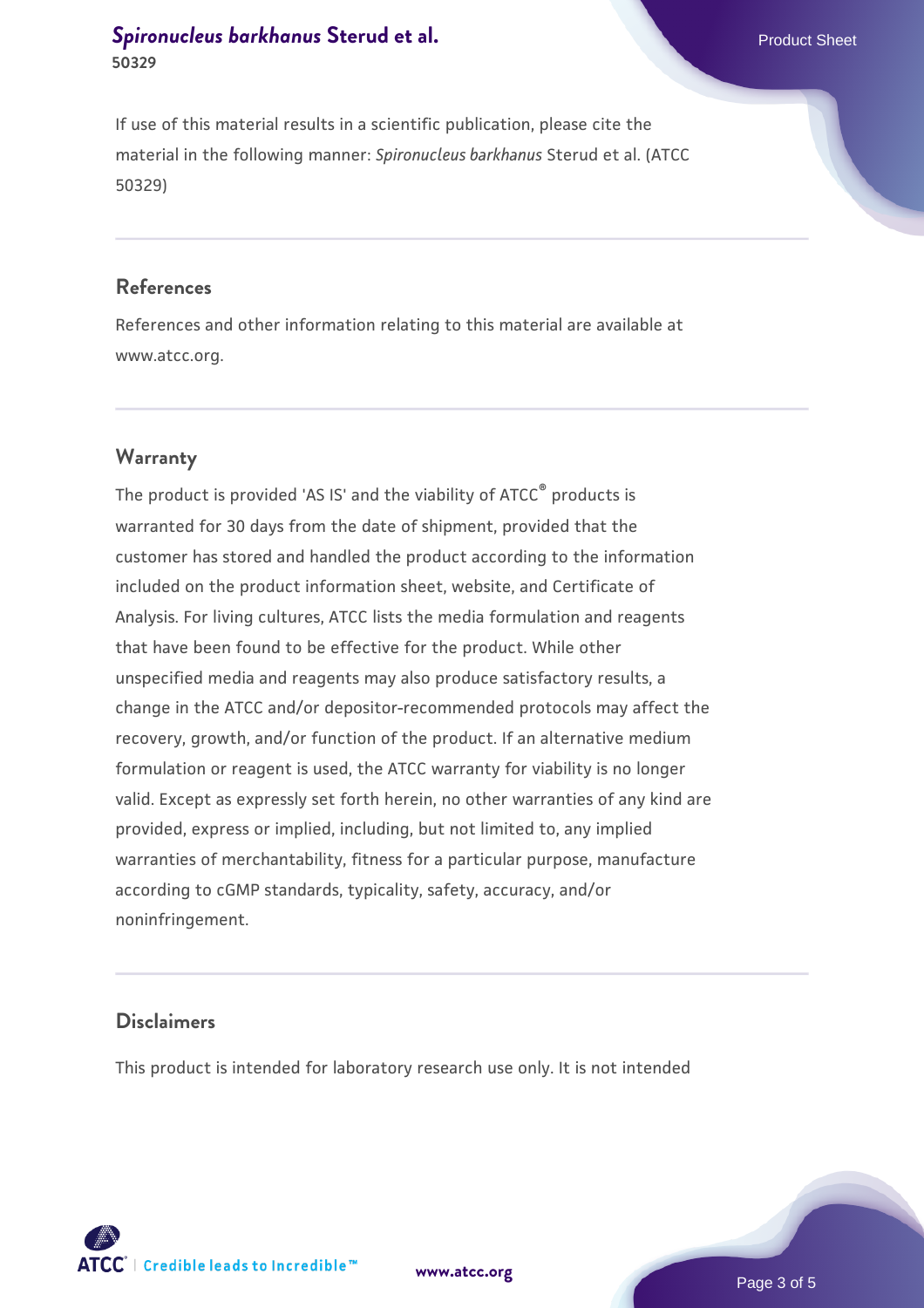If use of this material results in a scientific publication, please cite the material in the following manner: *Spironucleus barkhanus* Sterud et al. (ATCC 50329)

## References

References and other information relating to this material are available at www.atcc.org.

## Warranty

The product is provided 'AS IS' and the viability of ATCC® products is warranted for 30 days from the date of shipment, provided that the customer has stored and handled the product according to the information included on the product information sheet, website, and Certificate of Analysis. For living cultures, ATCC lists the media formulation and reagents that have been found to be effective for the product. While other unspecified media and reagents may also produce satisfactory results, a change in the ATCC and/or depositor-recommended protocols may affect the recovery, growth, and/or function of the product. If an alternative medium formulation or reagent is used, the ATCC warranty for viability is no longer valid. Except as expressly set forth herein, no other warranties of any kind are provided, express or implied, including, but not limited to, any implied warranties of merchantability, fitness for a particular purpose, manufacture according to cGMP standards, typicality, safety, accuracy, and/or noninfringement.

## Disclaimers

This product is intended for laboratory research use only. It is not intended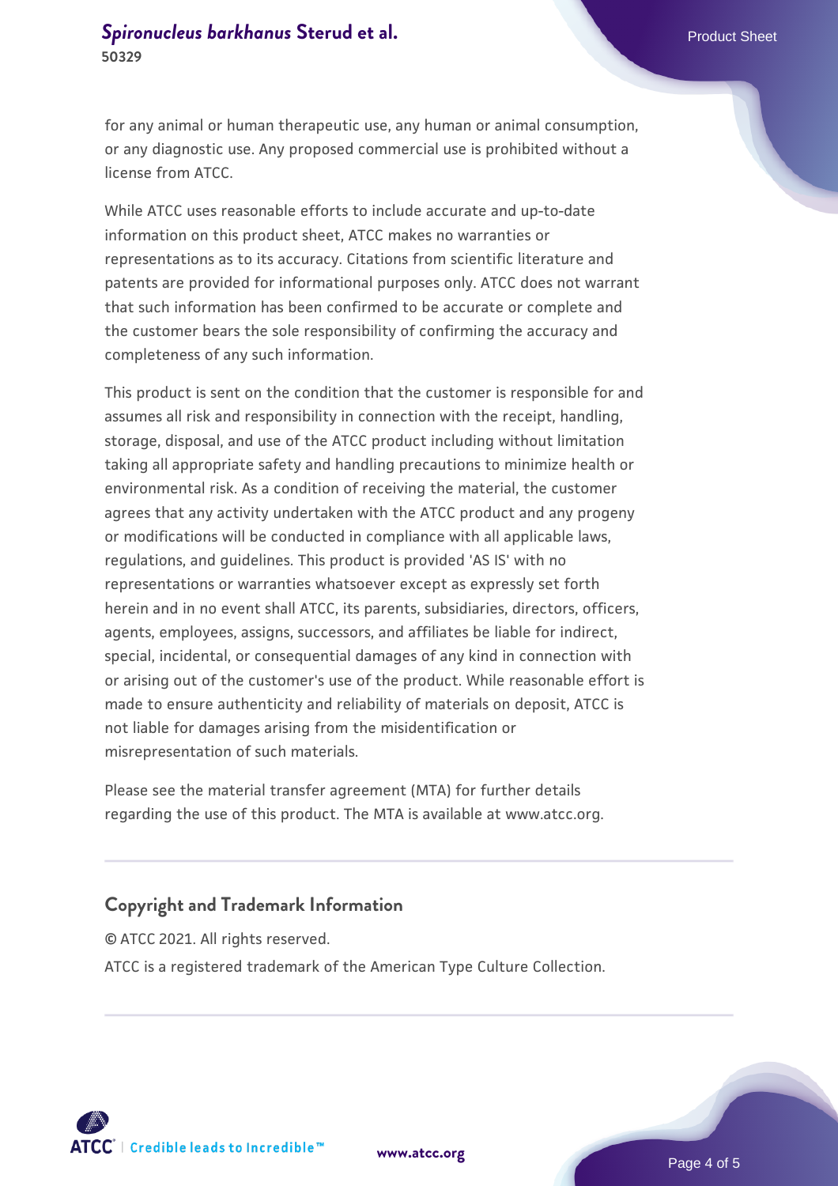for any animal or human therapeutic use, any human or animal consumption, or any diagnostic use. Any proposed commercial use is prohibited without a license from ATCC.

While ATCC uses reasonable efforts to include accurate and up-to-date information on this product sheet, ATCC makes no warranties or representations as to its accuracy. Citations from scientific literature and patents are provided for informational purposes only. ATCC does not warrant that such information has been confirmed to be accurate or complete and the customer bears the sole responsibility of confirming the accuracy and completeness of any such information.

This product is sent on the condition that the customer is responsible for and assumes all risk and responsibility in connection with the receipt, handling, storage, disposal, and use of the ATCC product including without limitation taking all appropriate safety and handling precautions to minimize health or environmental risk. As a condition of receiving the material, the customer agrees that any activity undertaken with the ATCC product and any progeny or modifications will be conducted in compliance with all applicable laws, regulations, and guidelines. This product is provided 'AS IS' with no representations or warranties whatsoever except as expressly set forth herein and in no event shall ATCC, its parents, subsidiaries, directors, officers, agents, employees, assigns, successors, and affiliates be liable for indirect, special, incidental, or consequential damages of any kind in connection with or arising out of the customer's use of the product. While reasonable effort is made to ensure authenticity and reliability of materials on deposit, ATCC is not liable for damages arising from the misidentification or misrepresentation of such materials.

Please see the material transfer agreement (MTA) for further details regarding the use of this product. The MTA is available at www.atcc.org.

## Copyright and Trademark Information

© ATCC 2021. All rights reserved.

ATCC is a registered trademark of the American Type Culture Collection.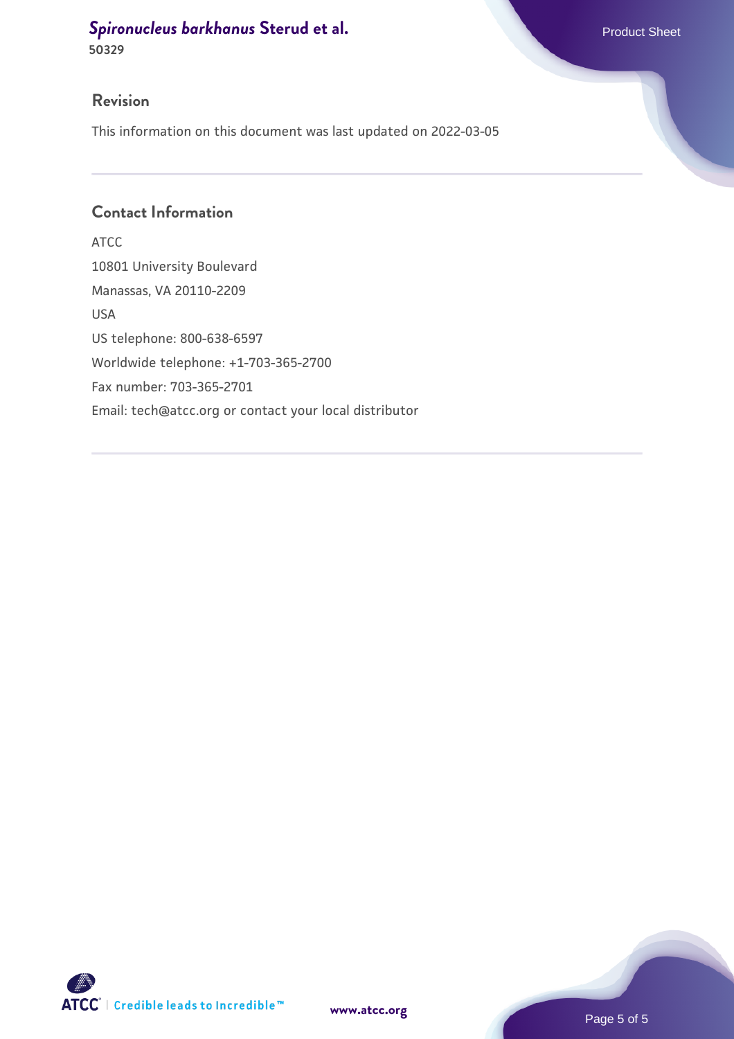## Revision

This information on this document was last updated on 2022-03-05

## Contact Information

ATCC
10801 University Boulevard
Manassas, VA 20110-2209
USA
US telephone: 800-638-6597
Worldwide telephone: +1-703-365-2700
Fax number: 703-365-2701
Email: tech@atcc.org or contact your local distributor